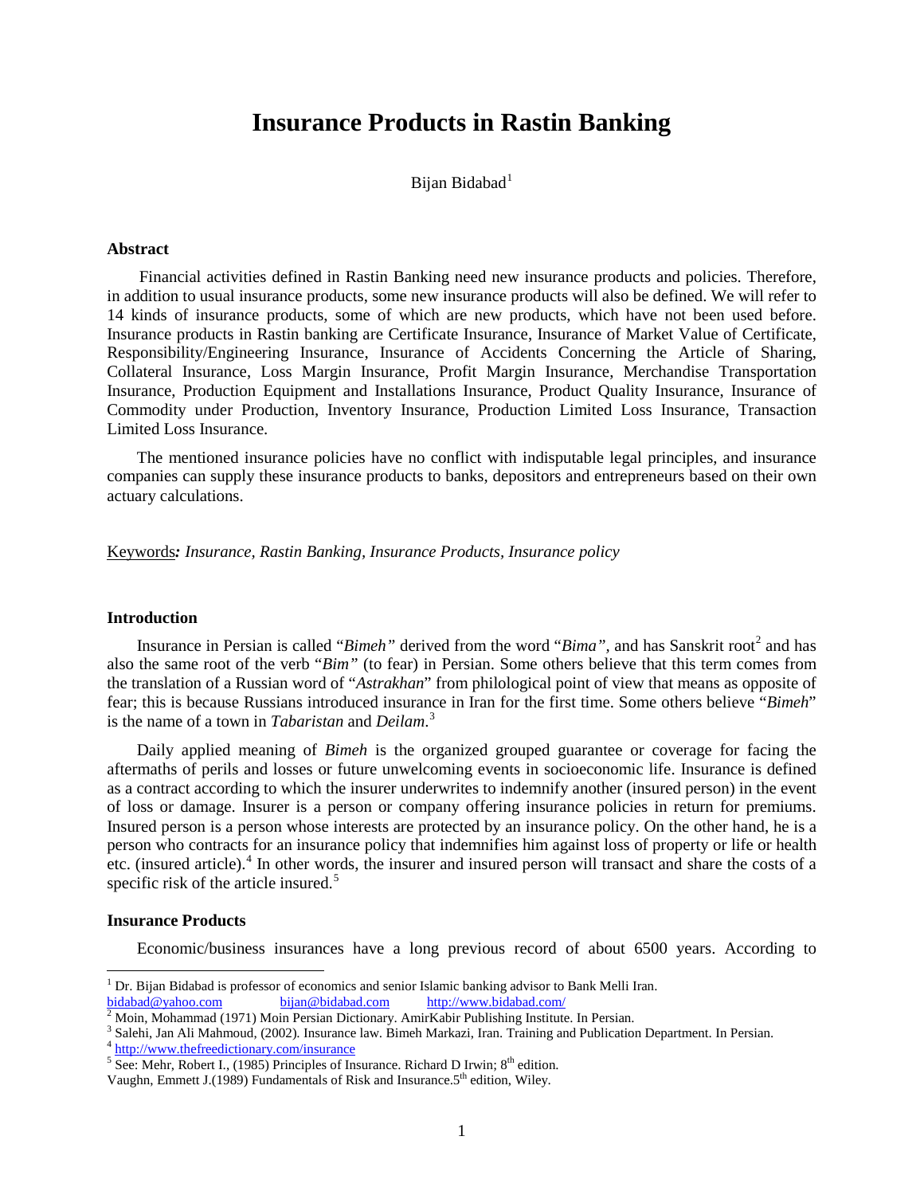# Insurance Products in Rastin Banking

Bijan Bidabad[1]

### Abstract

Financial activities defined in Rastin Banking need new insurance products and policies. Therefore, in addition to usual insurance products, some new insurance products will also be defined. We will refer to 14 kinds of insurance products, some of which are new products, which have not been used before. Insurance products in Rastin banking are Certificate Insurance, Insurance of Market Value of Certificate, Responsibility/Engineering Insurance, Insurance of Accidents Concerning the Article of Sharing, Collateral Insurance, Loss Margin Insurance, Profit Margin Insurance, Merchandise Transportation Insurance, Production Equipment and Installations Insurance, Product Quality Insurance, Insurance of Commodity under Production, Inventory Insurance, Production Limited Loss Insurance, Transaction Limited Loss Insurance.

The mentioned insurance policies have no conflict with indisputable legal principles, and insurance companies can supply these insurance products to banks, depositors and entrepreneurs based on their own actuary calculations.

Keywords***:*** *Insurance, Rastin Banking, Insurance Products, Insurance policy*

### Introduction

Insurance in Persian is called "*Bimeh"* derived from the word "*Bima"*, and has Sanskrit root[2] and has also the same root of the verb "*Bim"* (to fear) in Persian. Some others believe that this term comes from the translation of a Russian word of "*Astrakhan*" from philological point of view that means as opposite of fear; this is because Russians introduced insurance in Iran for the first time. Some others believe "*Bimeh*" is the name of a town in *Tabaristan* and *Deilam*.[3]

Daily applied meaning of *Bimeh* is the organized grouped guarantee or coverage for facing the aftermaths of perils and losses or future unwelcoming events in socioeconomic life. Insurance is defined as a contract according to which the insurer underwrites to indemnify another (insured person) in the event of loss or damage. Insurer is a person or company offering insurance policies in return for premiums. Insured person is a person whose interests are protected by an insurance policy. On the other hand, he is a person who contracts for an insurance policy that indemnifies him against loss of property or life or health etc. (insured article).[4] In other words, the insurer and insured person will transact and share the costs of a specific risk of the article insured.[5]

### Insurance Products

Economic/business insurances have a long previous record of about 6500 years. According to

---

[1] Dr. Bijan Bidabad is professor of economics and senior Islamic banking advisor to Bank Melli Iran.
bidabad@yahoo.com bijan@bidabad.com http://www.bidabad.com/

[2] Moin, Mohammad (1971) Moin Persian Dictionary. AmirKabir Publishing Institute. In Persian.

[3] Salehi, Jan Ali Mahmoud, (2002). Insurance law. Bimeh Markazi, Iran. Training and Publication Department. In Persian.

[4] http://www.thefreedictionary.com/insurance

[5] See: Mehr, Robert I., (1985) Principles of Insurance. Richard D Irwin; 8th edition.
Vaughn, Emmett J.(1989) Fundamentals of Risk and Insurance.5th edition, Wiley.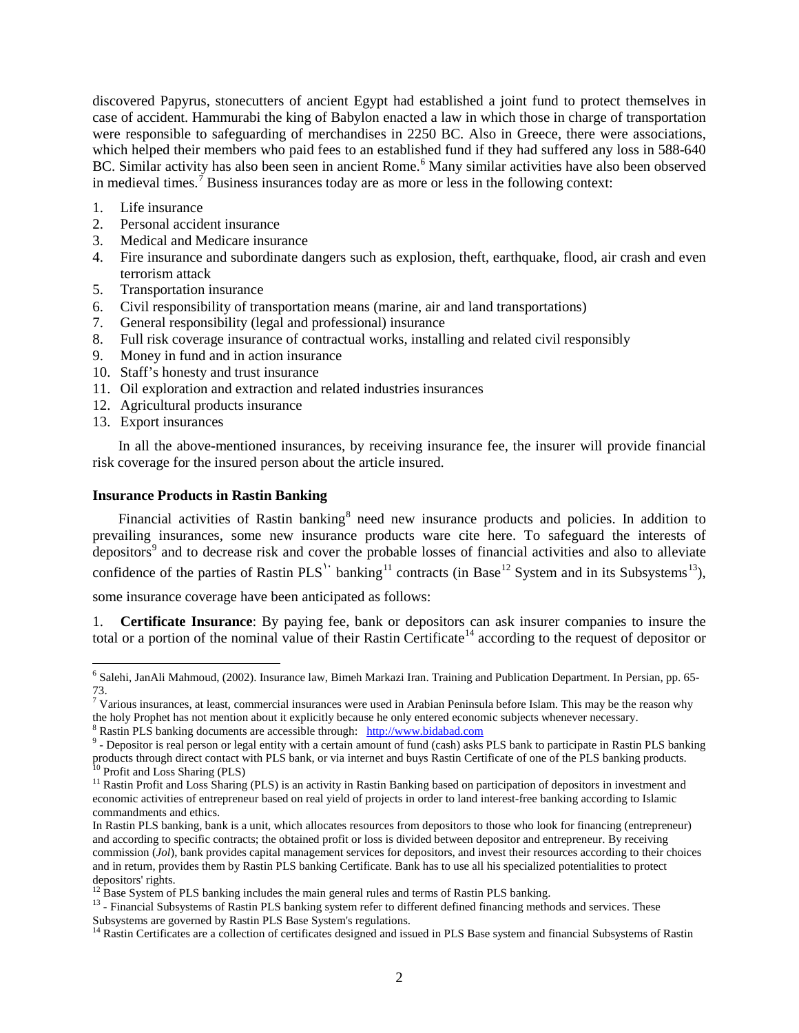discovered Papyrus, stonecutters of ancient Egypt had established a joint fund to protect themselves in case of accident. Hammurabi the king of Babylon enacted a law in which those in charge of transportation were responsible to safeguarding of merchandises in 2250 BC. Also in Greece, there were associations, which helped their members who paid fees to an established fund if they had suffered any loss in 588-640 BC. Similar activity has also been seen in ancient Rome.[6] Many similar activities have also been observed in medieval times.[7] Business insurances today are as more or less in the following context:

1. Life insurance
2. Personal accident insurance
3. Medical and Medicare insurance
4. Fire insurance and subordinate dangers such as explosion, theft, earthquake, flood, air crash and even terrorism attack
5. Transportation insurance
6. Civil responsibility of transportation means (marine, air and land transportations)
7. General responsibility (legal and professional) insurance
8. Full risk coverage insurance of contractual works, installing and related civil responsibly
9. Money in fund and in action insurance
10. Staff's honesty and trust insurance
11. Oil exploration and extraction and related industries insurances
12. Agricultural products insurance
13. Export insurances

In all the above-mentioned insurances, by receiving insurance fee, the insurer will provide financial risk coverage for the insured person about the article insured.

**Insurance Products in Rastin Banking**

Financial activities of Rastin banking[8] need new insurance products and policies. In addition to prevailing insurances, some new insurance products ware cite here. To safeguard the interests of depositors[9] and to decrease risk and cover the probable losses of financial activities and also to alleviate confidence of the parties of Rastin PLS[10] banking[11] contracts (in Base[12] System and in its Subsystems[13]), some insurance coverage have been anticipated as follows:

1. **Certificate Insurance**: By paying fee, bank or depositors can ask insurer companies to insure the total or a portion of the nominal value of their Rastin Certificate[14] according to the request of depositor or

---

[6] Salehi, JanAli Mahmoud, (2002). Insurance law, Bimeh Markazi Iran. Training and Publication Department. In Persian, pp. 65-73.

[7] Various insurances, at least, commercial insurances were used in Arabian Peninsula before Islam. This may be the reason why the holy Prophet has not mention about it explicitly because he only entered economic subjects whenever necessary.

[8] Rastin PLS banking documents are accessible through: http://www.bidabad.com

[9] - Depositor is real person or legal entity with a certain amount of fund (cash) asks PLS bank to participate in Rastin PLS banking products through direct contact with PLS bank, or via internet and buys Rastin Certificate of one of the PLS banking products.

[10] Profit and Loss Sharing (PLS)

[11] Rastin Profit and Loss Sharing (PLS) is an activity in Rastin Banking based on participation of depositors in investment and economic activities of entrepreneur based on real yield of projects in order to land interest-free banking according to Islamic commandments and ethics.

In Rastin PLS banking, bank is a unit, which allocates resources from depositors to those who look for financing (entrepreneur) and according to specific contracts; the obtained profit or loss is divided between depositor and entrepreneur. By receiving commission (*Jol*), bank provides capital management services for depositors, and invest their resources according to their choices and in return, provides them by Rastin PLS banking Certificate. Bank has to use all his specialized potentialities to protect depositors' rights.

[12] Base System of PLS banking includes the main general rules and terms of Rastin PLS banking.

[13] - Financial Subsystems of Rastin PLS banking system refer to different defined financing methods and services. These Subsystems are governed by Rastin PLS Base System's regulations.

[14] Rastin Certificates are a collection of certificates designed and issued in PLS Base system and financial Subsystems of Rastin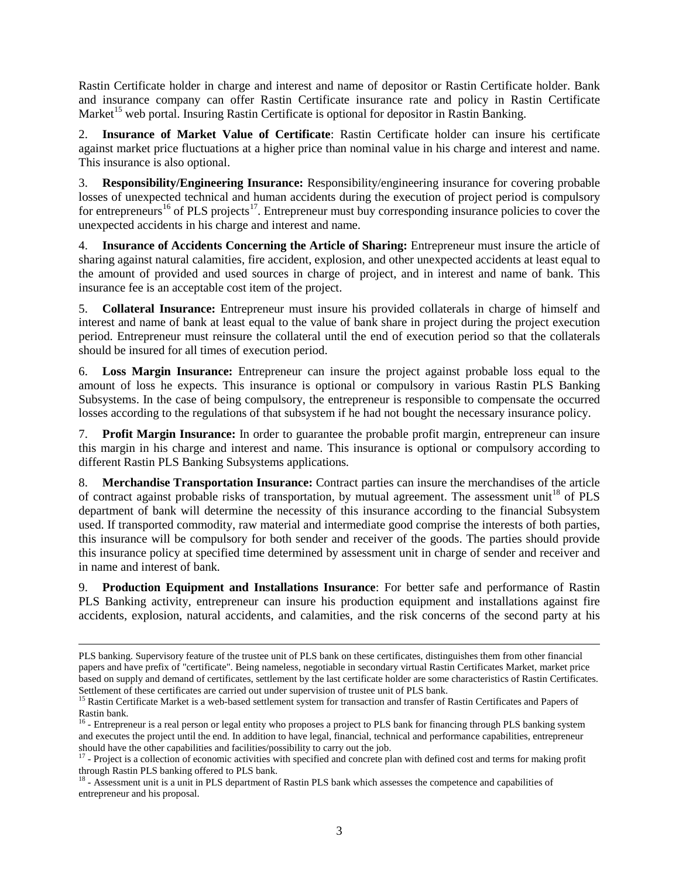Rastin Certificate holder in charge and interest and name of depositor or Rastin Certificate holder. Bank and insurance company can offer Rastin Certificate insurance rate and policy in Rastin Certificate Market[15] web portal. Insuring Rastin Certificate is optional for depositor in Rastin Banking.

2. **Insurance of Market Value of Certificate**: Rastin Certificate holder can insure his certificate against market price fluctuations at a higher price than nominal value in his charge and interest and name. This insurance is also optional.

3. **Responsibility/Engineering Insurance:** Responsibility/engineering insurance for covering probable losses of unexpected technical and human accidents during the execution of project period is compulsory for entrepreneurs[16] of PLS projects[17]. Entrepreneur must buy corresponding insurance policies to cover the unexpected accidents in his charge and interest and name.

4. **Insurance of Accidents Concerning the Article of Sharing:** Entrepreneur must insure the article of sharing against natural calamities, fire accident, explosion, and other unexpected accidents at least equal to the amount of provided and used sources in charge of project, and in interest and name of bank. This insurance fee is an acceptable cost item of the project.

5. **Collateral Insurance:** Entrepreneur must insure his provided collaterals in charge of himself and interest and name of bank at least equal to the value of bank share in project during the project execution period. Entrepreneur must reinsure the collateral until the end of execution period so that the collaterals should be insured for all times of execution period.

6. **Loss Margin Insurance:** Entrepreneur can insure the project against probable loss equal to the amount of loss he expects. This insurance is optional or compulsory in various Rastin PLS Banking Subsystems. In the case of being compulsory, the entrepreneur is responsible to compensate the occurred losses according to the regulations of that subsystem if he had not bought the necessary insurance policy.

7. **Profit Margin Insurance:** In order to guarantee the probable profit margin, entrepreneur can insure this margin in his charge and interest and name. This insurance is optional or compulsory according to different Rastin PLS Banking Subsystems applications.

8. **Merchandise Transportation Insurance:** Contract parties can insure the merchandises of the article of contract against probable risks of transportation, by mutual agreement. The assessment unit[18] of PLS department of bank will determine the necessity of this insurance according to the financial Subsystem used. If transported commodity, raw material and intermediate good comprise the interests of both parties, this insurance will be compulsory for both sender and receiver of the goods. The parties should provide this insurance policy at specified time determined by assessment unit in charge of sender and receiver and in name and interest of bank.

9. **Production Equipment and Installations Insurance**: For better safe and performance of Rastin PLS Banking activity, entrepreneur can insure his production equipment and installations against fire accidents, explosion, natural accidents, and calamities, and the risk concerns of the second party at his

---

PLS banking. Supervisory feature of the trustee unit of PLS bank on these certificates, distinguishes them from other financial papers and have prefix of "certificate". Being nameless, negotiable in secondary virtual Rastin Certificates Market, market price based on supply and demand of certificates, settlement by the last certificate holder are some characteristics of Rastin Certificates. Settlement of these certificates are carried out under supervision of trustee unit of PLS bank.

[15] Rastin Certificate Market is a web-based settlement system for transaction and transfer of Rastin Certificates and Papers of Rastin bank.

[16] - Entrepreneur is a real person or legal entity who proposes a project to PLS bank for financing through PLS banking system and executes the project until the end. In addition to have legal, financial, technical and performance capabilities, entrepreneur should have the other capabilities and facilities/possibility to carry out the job.

[17] - Project is a collection of economic activities with specified and concrete plan with defined cost and terms for making profit through Rastin PLS banking offered to PLS bank.

[18] - Assessment unit is a unit in PLS department of Rastin PLS bank which assesses the competence and capabilities of entrepreneur and his proposal.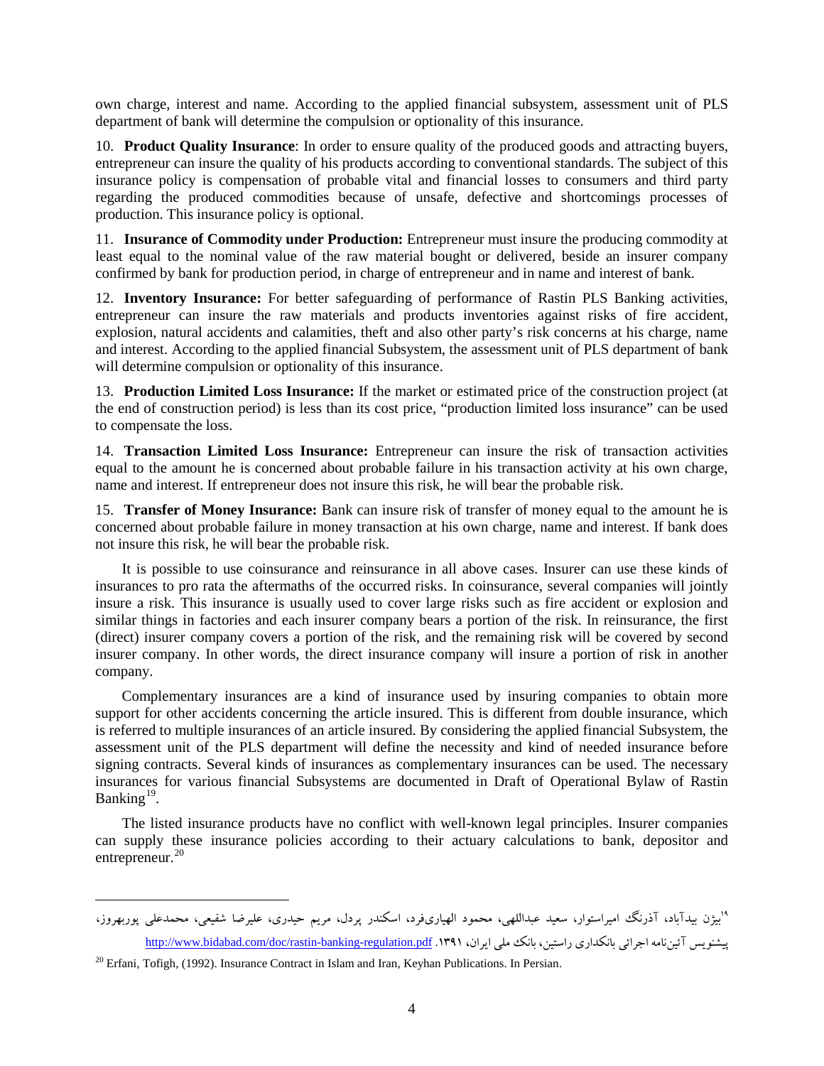own charge, interest and name. According to the applied financial subsystem, assessment unit of PLS department of bank will determine the compulsion or optionality of this insurance.

10. **Product Quality Insurance**: In order to ensure quality of the produced goods and attracting buyers, entrepreneur can insure the quality of his products according to conventional standards. The subject of this insurance policy is compensation of probable vital and financial losses to consumers and third party regarding the produced commodities because of unsafe, defective and shortcomings processes of production. This insurance policy is optional.

11. **Insurance of Commodity under Production:** Entrepreneur must insure the producing commodity at least equal to the nominal value of the raw material bought or delivered, beside an insurer company confirmed by bank for production period, in charge of entrepreneur and in name and interest of bank.

12. **Inventory Insurance:** For better safeguarding of performance of Rastin PLS Banking activities, entrepreneur can insure the raw materials and products inventories against risks of fire accident, explosion, natural accidents and calamities, theft and also other party's risk concerns at his charge, name and interest. According to the applied financial Subsystem, the assessment unit of PLS department of bank will determine compulsion or optionality of this insurance.

13. **Production Limited Loss Insurance:** If the market or estimated price of the construction project (at the end of construction period) is less than its cost price, "production limited loss insurance" can be used to compensate the loss.

14. **Transaction Limited Loss Insurance:** Entrepreneur can insure the risk of transaction activities equal to the amount he is concerned about probable failure in his transaction activity at his own charge, name and interest. If entrepreneur does not insure this risk, he will bear the probable risk.

15. **Transfer of Money Insurance:** Bank can insure risk of transfer of money equal to the amount he is concerned about probable failure in money transaction at his own charge, name and interest. If bank does not insure this risk, he will bear the probable risk.

It is possible to use coinsurance and reinsurance in all above cases. Insurer can use these kinds of insurances to pro rata the aftermaths of the occurred risks. In coinsurance, several companies will jointly insure a risk. This insurance is usually used to cover large risks such as fire accident or explosion and similar things in factories and each insurer company bears a portion of the risk. In reinsurance, the first (direct) insurer company covers a portion of the risk, and the remaining risk will be covered by second insurer company. In other words, the direct insurance company will insure a portion of risk in another company.

Complementary insurances are a kind of insurance used by insuring companies to obtain more support for other accidents concerning the article insured. This is different from double insurance, which is referred to multiple insurances of an article insured. By considering the applied financial Subsystem, the assessment unit of the PLS department will define the necessity and kind of needed insurance before signing contracts. Several kinds of insurances as complementary insurances can be used. The necessary insurances for various financial Subsystems are documented in Draft of Operational Bylaw of Rastin Banking[19].

The listed insurance products have no conflict with well-known legal principles. Insurer companies can supply these insurance policies according to their actuary calculations to bank, depositor and entrepreneur.[20]

---

[19] بیژن بیدآباد، آذرنگ امیراستوار، سعید عبداللهی، محمود الهیاری‌فرد، اسکندر پردل، مریم حیدری، علیرضا شفیعی، محمدعلی پوربهروز، پیشنویس آئین‌نامه اجرائی بانکداری راستین، بانک ملی ایران، ۱۳۹۱. http://www.bidabad.com/doc/rastin-banking-regulation.pdf

[20] Erfani, Tofigh, (1992). Insurance Contract in Islam and Iran, Keyhan Publications. In Persian.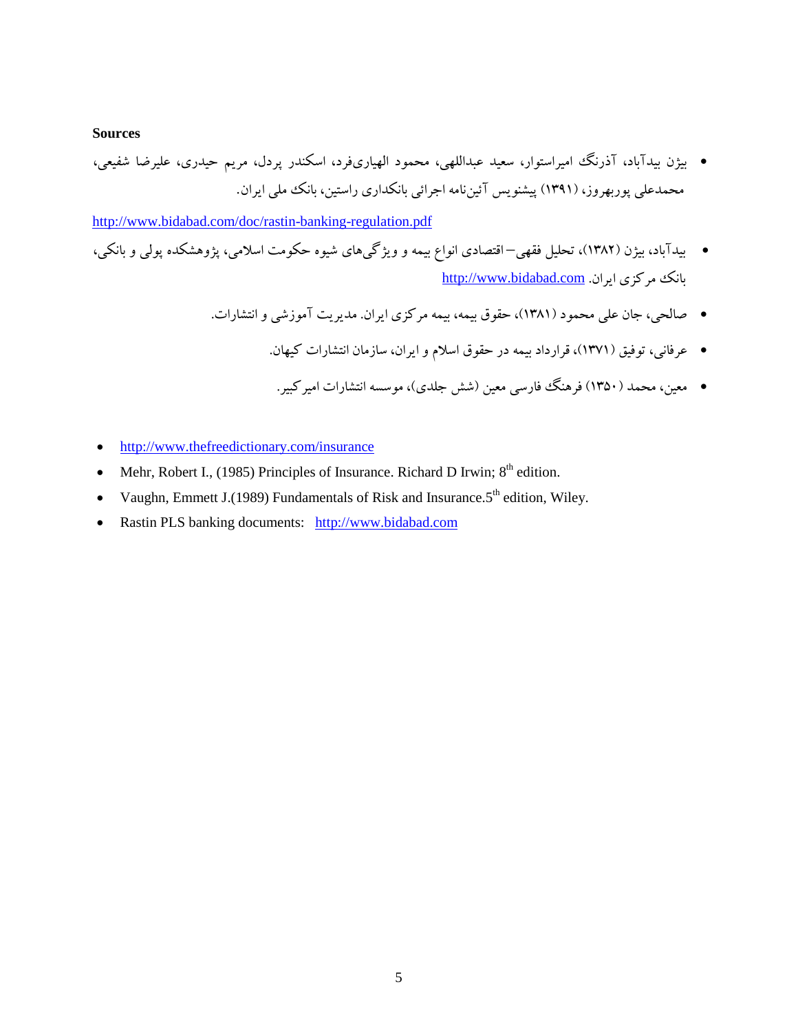**Sources**

- بیژن بیدآباد، آذرنگ امیراستوار، سعید عبداللهی، محمود الهیاری‌فرد، اسکندر پردل، مریم حیدری، علیرضا شفیعی، محمدعلی پوربهروز، (۱۳۹۱) پیشنویس آئین‌نامه اجرائی بانکداری راستین، بانک ملی ایران.

http://www.bidabad.com/doc/rastin-banking-regulation.pdf

- بیدآباد، بیژن (۱۳۸۲)، تحلیل فقهی–اقتصادی انواع بیمه و ویژگی‌های شیوه حکومت اسلامی، پژوهشکده پولی و بانکی، بانک مرکزی ایران. http://www.bidabad.com
- صالحی، جان علی محمود (۱۳۸۱)، حقوق بیمه، بیمه مرکزی ایران. مدیریت آموزشی و انتشارات.
- عرفانی، توفیق (۱۳۷۱)، قرارداد بیمه در حقوق اسلام و ایران، سازمان انتشارات کیهان.
- معین، محمد (۱۳۵۰) فرهنگ فارسی معین (شش جلدی)، موسسه انتشارات امیرکبیر.

- http://www.thefreedictionary.com/insurance
- Mehr, Robert I., (1985) Principles of Insurance. Richard D Irwin; 8th edition.
- Vaughn, Emmett J.(1989) Fundamentals of Risk and Insurance.5th edition, Wiley.
- Rastin PLS banking documents: http://www.bidabad.com